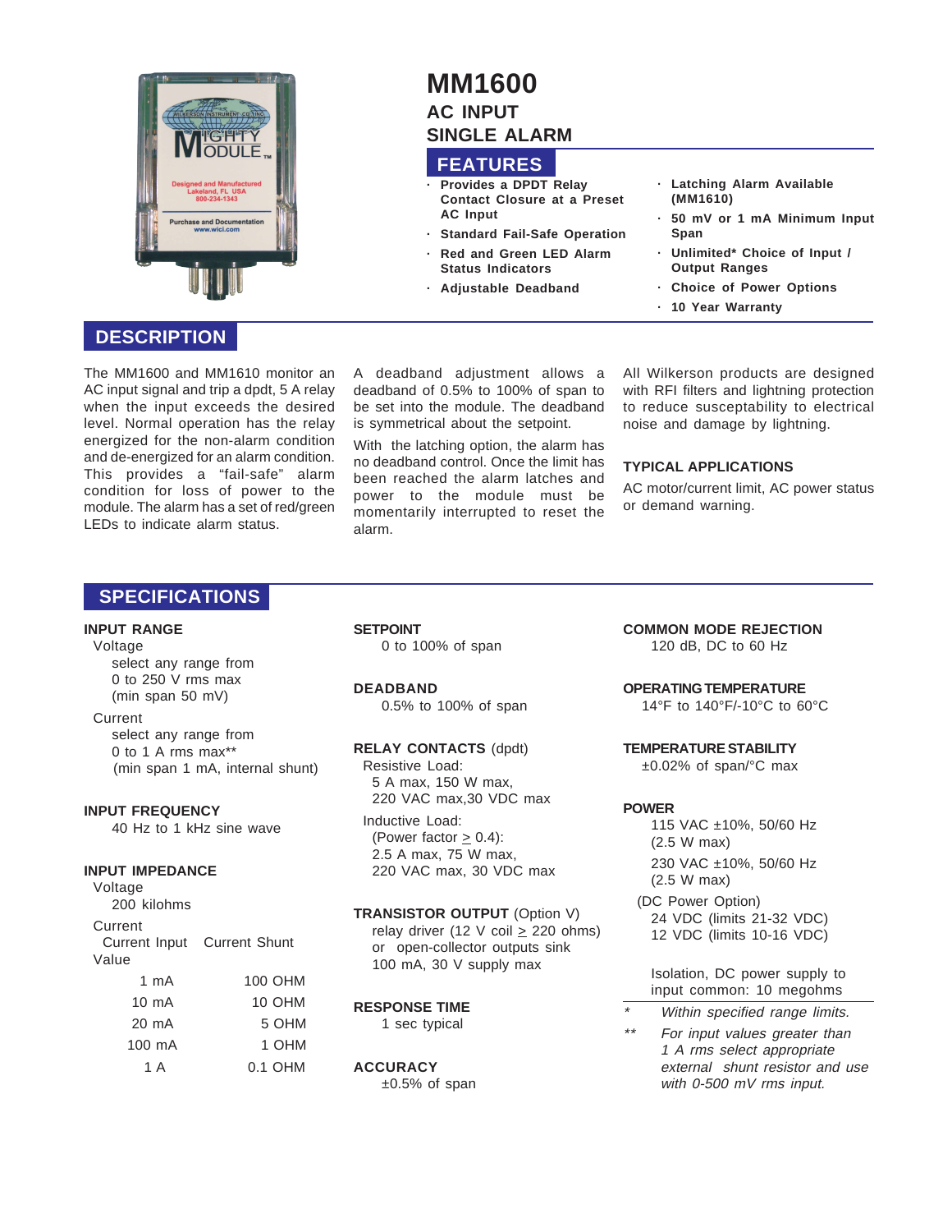# MM1600

## AC INPUT
## SINGLE ALARM

## FEATURES

- Provides a DPDT Relay Contact Closure at a Preset AC Input
- Standard Fail-Safe Operation
- Red and Green LED Alarm Status Indicators
- Adjustable Deadband
- Latching Alarm Available (MM1610)
- 50 mV or 1 mA Minimum Input Span
- Unlimited* Choice of Input / Output Ranges
- Choice of Power Options
- 10 Year Warranty

## DESCRIPTION

The MM1600 and MM1610 monitor an AC input signal and trip a dpdt, 5 A relay when the input exceeds the desired level. Normal operation has the relay energized for the non-alarm condition and de-energized for an alarm condition. This provides a "fail-safe" alarm condition for loss of power to the module. The alarm has a set of red/green LEDs to indicate alarm status.

A deadband adjustment allows a deadband of 0.5% to 100% of span to be set into the module. The deadband is symmetrical about the setpoint.

With the latching option, the alarm has no deadband control. Once the limit has been reached the alarm latches and power to the module must be momentarily interrupted to reset the alarm.

All Wilkerson products are designed with RFI filters and lightning protection to reduce susceptability to electrical noise and damage by lightning.

### TYPICAL APPLICATIONS

AC motor/current limit, AC power status or demand warning.

## SPECIFICATIONS

**INPUT RANGE**

Voltage
select any range from 0 to 250 V rms max (min span 50 mV)

Current
select any range from 0 to 1 A rms max** (min span 1 mA, internal shunt)

**INPUT FREQUENCY**

40 Hz to 1 kHz sine wave

**INPUT IMPEDANCE**

Voltage
200 kilohms

Current

| Current Input Value | Current Shunt |
|---|---|
| 1 mA | 100 OHM |
| 10 mA | 10 OHM |
| 20 mA | 5 OHM |
| 100 mA | 1 OHM |
| 1 A | 0.1 OHM |

**SETPOINT**

0 to 100% of span

**DEADBAND**

0.5% to 100% of span

**RELAY CONTACTS** (dpdt)

Resistive Load:
5 A max, 150 W max, 220 VAC max,30 VDC max

Inductive Load:
(Power factor ≥ 0.4):
2.5 A max, 75 W max, 220 VAC max, 30 VDC max

**TRANSISTOR OUTPUT** (Option V)

relay driver (12 V coil ≥ 220 ohms) or open-collector outputs sink 100 mA, 30 V supply max

**RESPONSE TIME**

1 sec typical

**ACCURACY**

±0.5% of span

**COMMON MODE REJECTION**

120 dB, DC to 60 Hz

**OPERATING TEMPERATURE**

14°F to 140°F/-10°C to 60°C

**TEMPERATURE STABILITY**

±0.02% of span/°C max

**POWER**

115 VAC ±10%, 50/60 Hz (2.5 W max)

230 VAC ±10%, 50/60 Hz (2.5 W max)

(DC Power Option)
24 VDC (limits 21-32 VDC)
12 VDC (limits 10-16 VDC)

Isolation, DC power supply to input common: 10 megohms

\* *Within specified range limits.*

\** *For input values greater than 1 A rms select appropriate external shunt resistor and use with 0-500 mV rms input.*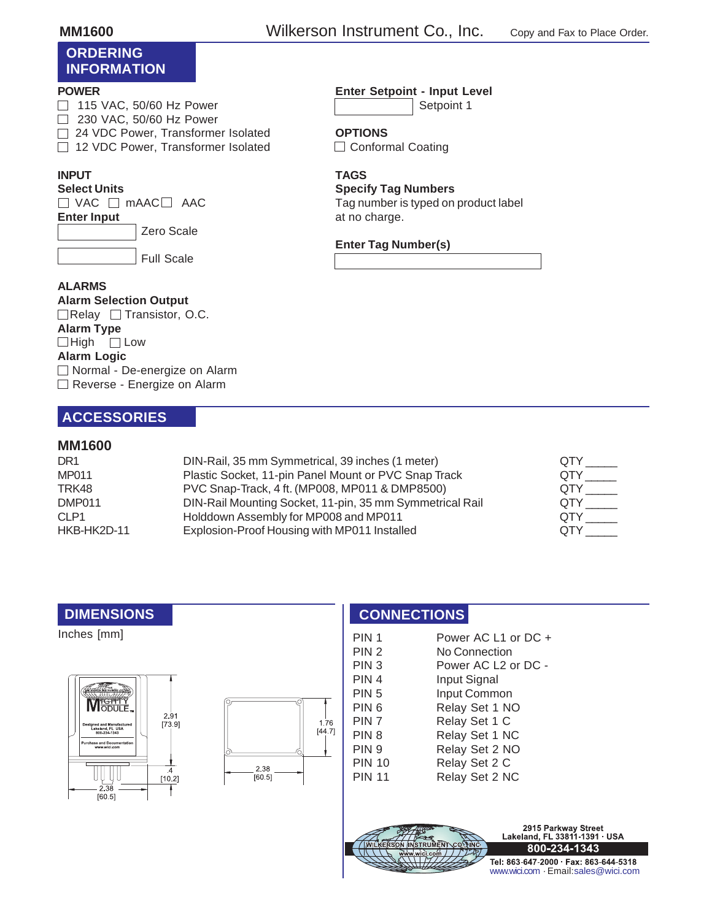MM1600 Wilkerson Instrument Co., Inc. Copy and Fax to Place Order.

## ORDERING INFORMATION

### POWER

☐ 115 VAC, 50/60 Hz Power
☐ 230 VAC, 50/60 Hz Power
☐ 24 VDC Power, Transformer Isolated
☐ 12 VDC Power, Transformer Isolated

### INPUT

**Select Units**

☐ VAC ☐ mAAC ☐ AAC

**Enter Input**

________ Zero Scale

________ Full Scale

### ALARMS

**Alarm Selection Output**

☐ Relay ☐ Transistor, O.C.

**Alarm Type**

☐ High ☐ Low

**Alarm Logic**

☐ Normal - De-energize on Alarm
☐ Reverse - Energize on Alarm

**Enter Setpoint - Input Level**

________ Setpoint 1

### OPTIONS

☐ Conformal Coating

### TAGS

**Specify Tag Numbers**

Tag number is typed on product label at no charge.

**Enter Tag Number(s)**

________

## ACCESSORIES

### MM1600

| | | |
|---|---|---|
| DR1 | DIN-Rail, 35 mm Symmetrical, 39 inches (1 meter) | QTY _____ |
| MP011 | Plastic Socket, 11-pin Panel Mount or PVC Snap Track | QTY _____ |
| TRK48 | PVC Snap-Track, 4 ft. (MP008, MP011 & DMP8500) | QTY _____ |
| DMP011 | DIN-Rail Mounting Socket, 11-pin, 35 mm Symmetrical Rail | QTY _____ |
| CLP1 | Holddown Assembly for MP008 and MP011 | QTY _____ |
| HKB-HK2D-11 | Explosion-Proof Housing with MP011 Installed | QTY _____ |

## DIMENSIONS

Inches [mm]

2.91 [73.9]

.4 [10.2]

2.38 [60.5]

1.76 [44.7]

2.38 [60.5]

## CONNECTIONS

| | |
|---|---|
| PIN 1 | Power AC L1 or DC + |
| PIN 2 | No Connection |
| PIN 3 | Power AC L2 or DC - |
| PIN 4 | Input Signal |
| PIN 5 | Input Common |
| PIN 6 | Relay Set 1 NO |
| PIN 7 | Relay Set 1 C |
| PIN 8 | Relay Set 1 NC |
| PIN 9 | Relay Set 2 NO |
| PIN 10 | Relay Set 2 C |
| PIN 11 | Relay Set 2 NC |

WILKERSON INSTRUMENT CO., INC.
www.wici.com

2915 Parkway Street
Lakeland, FL 33811-1391 · USA
800-234-1343
Tel: 863-647-2000 · Fax: 863-644-5318
www.wici.com · Email: sales@wici.com